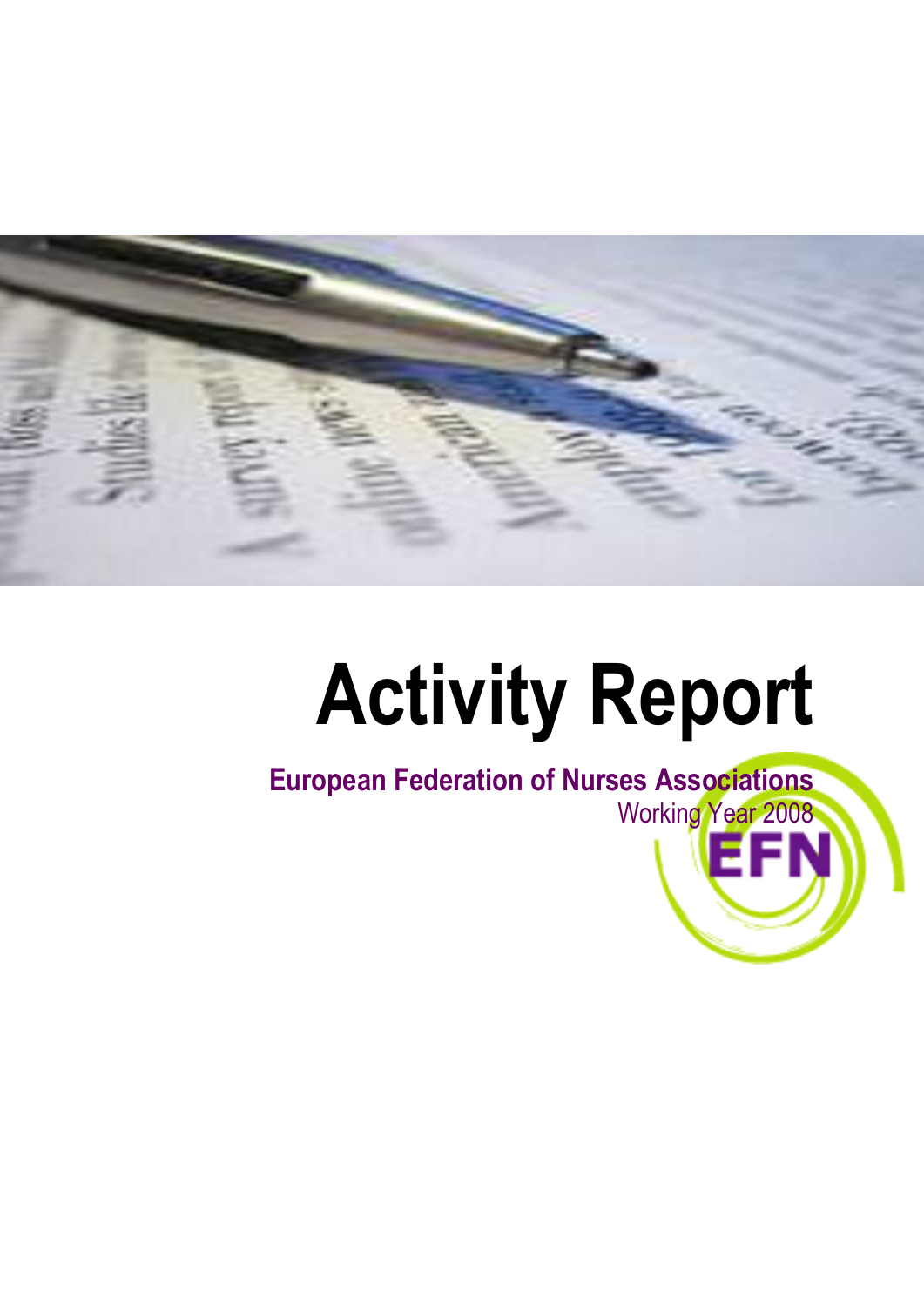# Activity Report

**European Federation of Nurses Associations**

Working Year 2008

EFN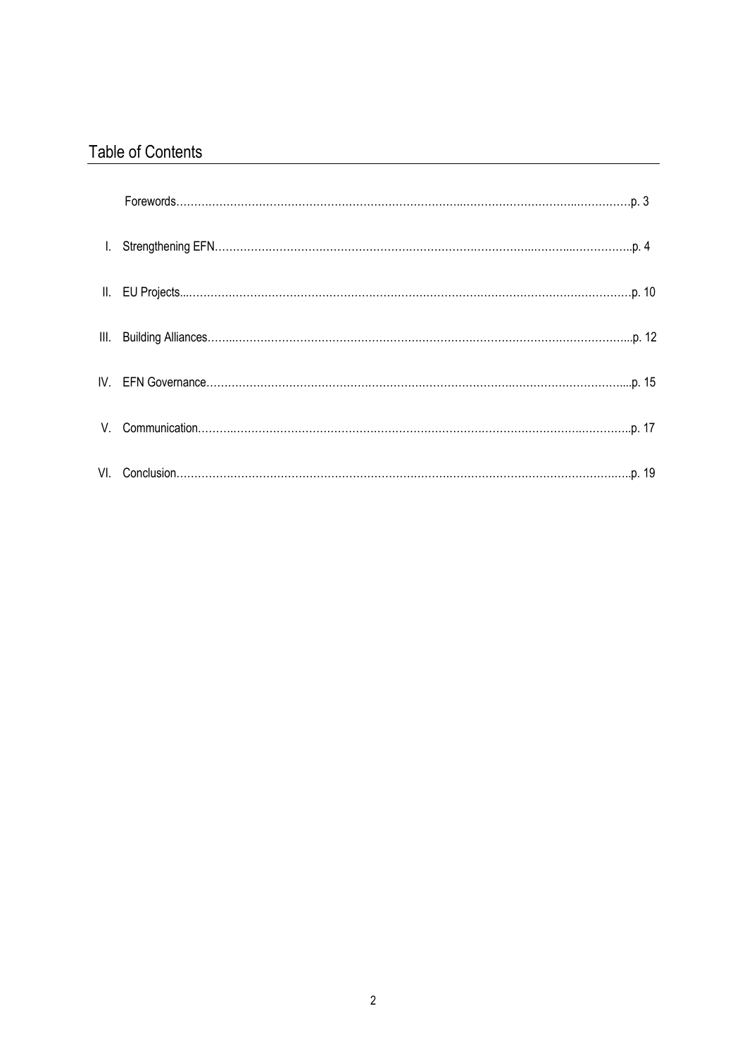## Table of Contents

Forewords…………………………………………………………………………………………………………p. 3

I. Strengthening EFN……………………………………………………………………………………………p. 4

II. EU Projects……………………………………………………………………………………………………p. 10

III. Building Alliances……………………………………………………………………………………………p. 12

IV. EFN Governance……………………………………………………………………………………………p. 15

V. Communication………………………………………………………………………………………………p. 17

VI. Conclusion……………………………………………………………………………………………………p. 19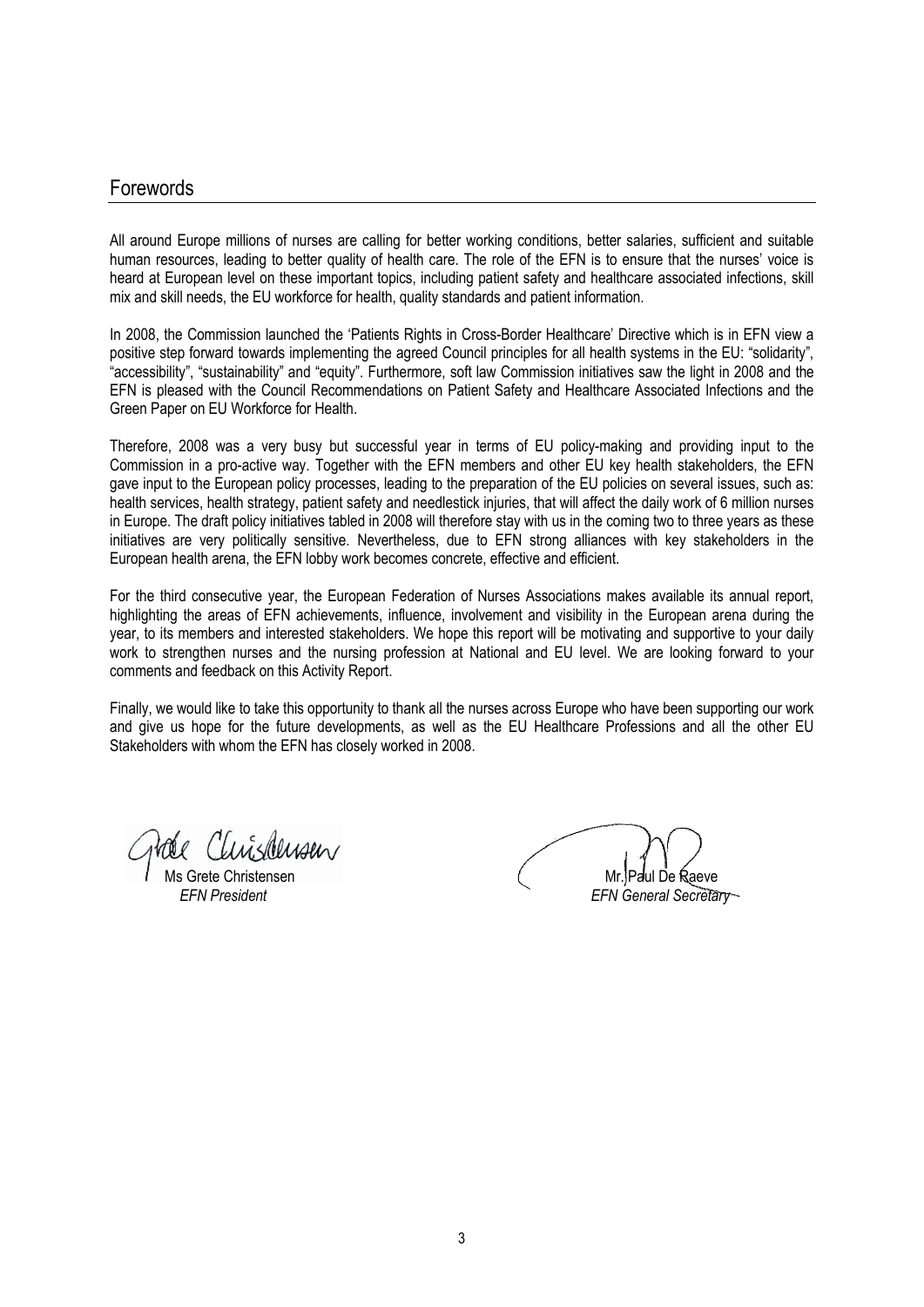# Forewords

All around Europe millions of nurses are calling for better working conditions, better salaries, sufficient and suitable human resources, leading to better quality of health care. The role of the EFN is to ensure that the nurses' voice is heard at European level on these important topics, including patient safety and healthcare associated infections, skill mix and skill needs, the EU workforce for health, quality standards and patient information.

In 2008, the Commission launched the 'Patients Rights in Cross-Border Healthcare' Directive which is in EFN view a positive step forward towards implementing the agreed Council principles for all health systems in the EU: "solidarity", "accessibility", "sustainability" and "equity". Furthermore, soft law Commission initiatives saw the light in 2008 and the EFN is pleased with the Council Recommendations on Patient Safety and Healthcare Associated Infections and the Green Paper on EU Workforce for Health.

Therefore, 2008 was a very busy but successful year in terms of EU policy-making and providing input to the Commission in a pro-active way. Together with the EFN members and other EU key health stakeholders, the EFN gave input to the European policy processes, leading to the preparation of the EU policies on several issues, such as: health services, health strategy, patient safety and needlestick injuries, that will affect the daily work of 6 million nurses in Europe. The draft policy initiatives tabled in 2008 will therefore stay with us in the coming two to three years as these initiatives are very politically sensitive. Nevertheless, due to EFN strong alliances with key stakeholders in the European health arena, the EFN lobby work becomes concrete, effective and efficient.

For the third consecutive year, the European Federation of Nurses Associations makes available its annual report, highlighting the areas of EFN achievements, influence, involvement and visibility in the European arena during the year, to its members and interested stakeholders. We hope this report will be motivating and supportive to your daily work to strengthen nurses and the nursing profession at National and EU level. We are looking forward to your comments and feedback on this Activity Report.

Finally, we would like to take this opportunity to thank all the nurses across Europe who have been supporting our work and give us hope for the future developments, as well as the EU Healthcare Professions and all the other EU Stakeholders with whom the EFN has closely worked in 2008.

Ms Grete Christensen
*EFN President*

Mr. Paul De Raeve
*EFN General Secretary*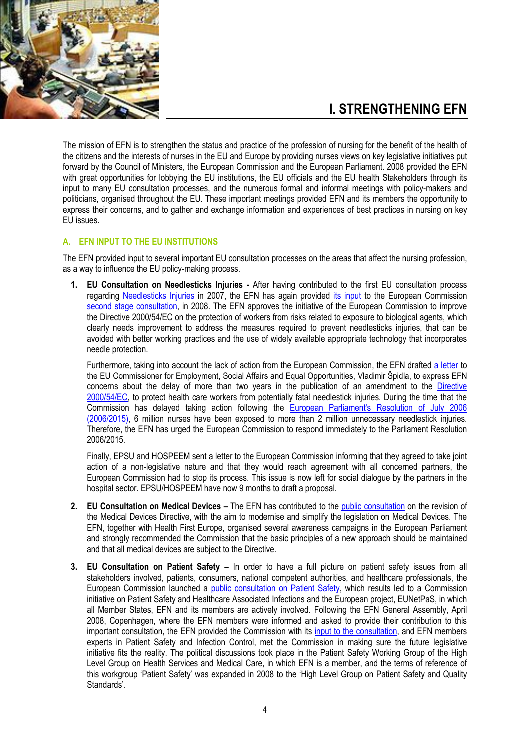# I. STRENGTHENING EFN

The mission of EFN is to strengthen the status and practice of the profession of nursing for the benefit of the health of the citizens and the interests of nurses in the EU and Europe by providing nurses views on key legislative initiatives put forward by the Council of Ministers, the European Commission and the European Parliament. 2008 provided the EFN with great opportunities for lobbying the EU institutions, the EU officials and the EU health Stakeholders through its input to many EU consultation processes, and the numerous formal and informal meetings with policy-makers and politicians, organised throughout the EU. These important meetings provided EFN and its members the opportunity to express their concerns, and to gather and exchange information and experiences of best practices in nursing on key EU issues.

## A. EFN INPUT TO THE EU INSTITUTIONS

The EFN provided input to several important EU consultation processes on the areas that affect the nursing profession, as a way to influence the EU policy-making process.

1. **EU Consultation on Needlesticks Injuries -** After having contributed to the first EU consultation process regarding Needlesticks Injuries in 2007, the EFN has again provided its input to the European Commission second stage consultation, in 2008. The EFN approves the initiative of the European Commission to improve the Directive 2000/54/EC on the protection of workers from risks related to exposure to biological agents, which clearly needs improvement to address the measures required to prevent needlesticks injuries, that can be avoided with better working practices and the use of widely available appropriate technology that incorporates needle protection.

   Furthermore, taking into account the lack of action from the European Commission, the EFN drafted a letter to the EU Commissioner for Employment, Social Affairs and Equal Opportunities, Vladimír Špidla, to express EFN concerns about the delay of more than two years in the publication of an amendment to the Directive 2000/54/EC, to protect health care workers from potentially fatal needlestick injuries. During the time that the Commission has delayed taking action following the European Parliament's Resolution of July 2006 (2006/2015), 6 million nurses have been exposed to more than 2 million unnecessary needlestick injuries. Therefore, the EFN has urged the European Commission to respond immediately to the Parliament Resolution 2006/2015.

   Finally, EPSU and HOSPEEM sent a letter to the European Commission informing that they agreed to take joint action of a non-legislative nature and that they would reach agreement with all concerned partners, the European Commission had to stop its process. This issue is now left for social dialogue by the partners in the hospital sector. EPSU/HOSPEEM have now 9 months to draft a proposal.

2. **EU Consultation on Medical Devices –** The EFN has contributed to the public consultation on the revision of the Medical Devices Directive, with the aim to modernise and simplify the legislation on Medical Devices. The EFN, together with Health First Europe, organised several awareness campaigns in the European Parliament and strongly recommended the Commission that the basic principles of a new approach should be maintained and that all medical devices are subject to the Directive.

3. **EU Consultation on Patient Safety –** In order to have a full picture on patient safety issues from all stakeholders involved, patients, consumers, national competent authorities, and healthcare professionals, the European Commission launched a public consultation on Patient Safety, which results led to a Commission initiative on Patient Safety and Healthcare Associated Infections and the European project, EUNetPaS, in which all Member States, EFN and its members are actively involved. Following the EFN General Assembly, April 2008, Copenhagen, where the EFN members were informed and asked to provide their contribution to this important consultation, the EFN provided the Commission with its input to the consultation, and EFN members experts in Patient Safety and Infection Control, met the Commission in making sure the future legislative initiative fits the reality. The political discussions took place in the Patient Safety Working Group of the High Level Group on Health Services and Medical Care, in which EFN is a member, and the terms of reference of this workgroup 'Patient Safety' was expanded in 2008 to the 'High Level Group on Patient Safety and Quality Standards'.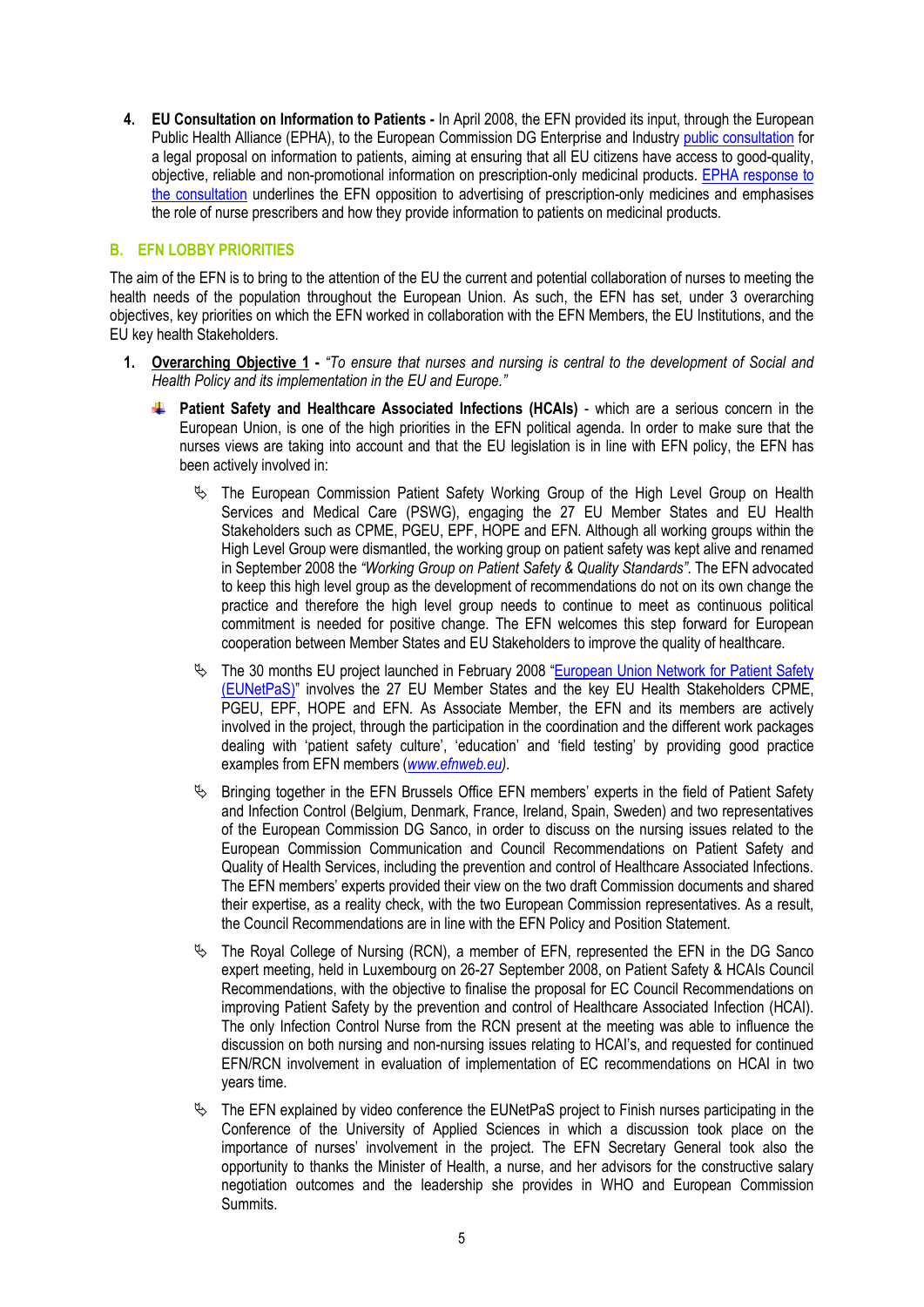4. **EU Consultation on Information to Patients -** In April 2008, the EFN provided its input, through the European Public Health Alliance (EPHA), to the European Commission DG Enterprise and Industry public consultation for a legal proposal on information to patients, aiming at ensuring that all EU citizens have access to good-quality, objective, reliable and non-promotional information on prescription-only medicinal products. EPHA response to the consultation underlines the EFN opposition to advertising of prescription-only medicines and emphasises the role of nurse prescribers and how they provide information to patients on medicinal products.

## B. EFN LOBBY PRIORITIES

The aim of the EFN is to bring to the attention of the EU the current and potential collaboration of nurses to meeting the health needs of the population throughout the European Union. As such, the EFN has set, under 3 overarching objectives, key priorities on which the EFN worked in collaboration with the EFN Members, the EU Institutions, and the EU key health Stakeholders.

1. **Overarching Objective 1 -** *"To ensure that nurses and nursing is central to the development of Social and Health Policy and its implementation in the EU and Europe."*

   - **Patient Safety and Healthcare Associated Infections (HCAIs)** - which are a serious concern in the European Union, is one of the high priorities in the EFN political agenda. In order to make sure that the nurses views are taking into account and that the EU legislation is in line with EFN policy, the EFN has been actively involved in:

     - The European Commission Patient Safety Working Group of the High Level Group on Health Services and Medical Care (PSWG), engaging the 27 EU Member States and EU Health Stakeholders such as CPME, PGEU, EPF, HOPE and EFN. Although all working groups within the High Level Group were dismantled, the working group on patient safety was kept alive and renamed in September 2008 the *"Working Group on Patient Safety & Quality Standards"*. The EFN advocated to keep this high level group as the development of recommendations do not on its own change the practice and therefore the high level group needs to continue to meet as continuous political commitment is needed for positive change. The EFN welcomes this step forward for European cooperation between Member States and EU Stakeholders to improve the quality of healthcare.

     - The 30 months EU project launched in February 2008 "European Union Network for Patient Safety (EUNetPaS)" involves the 27 EU Member States and the key EU Health Stakeholders CPME, PGEU, EPF, HOPE and EFN. As Associate Member, the EFN and its members are actively involved in the project, through the participation in the coordination and the different work packages dealing with 'patient safety culture', 'education' and 'field testing' by providing good practice examples from EFN members (*www.efnweb.eu*).

     - Bringing together in the EFN Brussels Office EFN members' experts in the field of Patient Safety and Infection Control (Belgium, Denmark, France, Ireland, Spain, Sweden) and two representatives of the European Commission DG Sanco, in order to discuss on the nursing issues related to the European Commission Communication and Council Recommendations on Patient Safety and Quality of Health Services, including the prevention and control of Healthcare Associated Infections. The EFN members' experts provided their view on the two draft Commission documents and shared their expertise, as a reality check, with the two European Commission representatives. As a result, the Council Recommendations are in line with the EFN Policy and Position Statement.

     - The Royal College of Nursing (RCN), a member of EFN, represented the EFN in the DG Sanco expert meeting, held in Luxembourg on 26-27 September 2008, on Patient Safety & HCAIs Council Recommendations, with the objective to finalise the proposal for EC Council Recommendations on improving Patient Safety by the prevention and control of Healthcare Associated Infection (HCAI). The only Infection Control Nurse from the RCN present at the meeting was able to influence the discussion on both nursing and non-nursing issues relating to HCAI's, and requested for continued EFN/RCN involvement in evaluation of implementation of EC recommendations on HCAI in two years time.

     - The EFN explained by video conference the EUNetPaS project to Finish nurses participating in the Conference of the University of Applied Sciences in which a discussion took place on the importance of nurses' involvement in the project. The EFN Secretary General took also the opportunity to thanks the Minister of Health, a nurse, and her advisors for the constructive salary negotiation outcomes and the leadership she provides in WHO and European Commission Summits.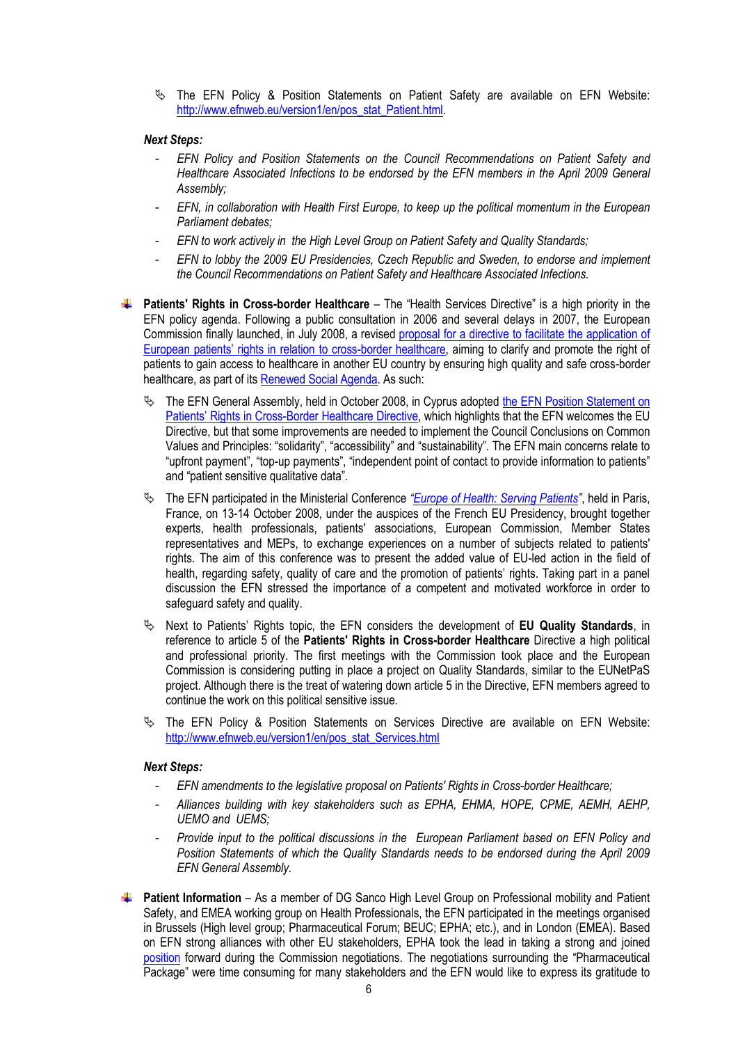- The EFN Policy & Position Statements on Patient Safety are available on EFN Website: http://www.efnweb.eu/version1/en/pos_stat_Patient.html.

***Next Steps:***

- *EFN Policy and Position Statements on the Council Recommendations on Patient Safety and Healthcare Associated Infections to be endorsed by the EFN members in the April 2009 General Assembly;*
- *EFN, in collaboration with Health First Europe, to keep up the political momentum in the European Parliament debates;*
- *EFN to work actively in the High Level Group on Patient Safety and Quality Standards;*
- *EFN to lobby the 2009 EU Presidencies, Czech Republic and Sweden, to endorse and implement the Council Recommendations on Patient Safety and Healthcare Associated Infections.*

- **Patients' Rights in Cross-border Healthcare** – The "Health Services Directive" is a high priority in the EFN policy agenda. Following a public consultation in 2006 and several delays in 2007, the European Commission finally launched, in July 2008, a revised proposal for a directive to facilitate the application of European patients' rights in relation to cross-border healthcare, aiming to clarify and promote the right of patients to gain access to healthcare in another EU country by ensuring high quality and safe cross-border healthcare, as part of its Renewed Social Agenda. As such:
  - The EFN General Assembly, held in October 2008, in Cyprus adopted the EFN Position Statement on Patients' Rights in Cross-Border Healthcare Directive, which highlights that the EFN welcomes the EU Directive, but that some improvements are needed to implement the Council Conclusions on Common Values and Principles: "solidarity", "accessibility" and "sustainability". The EFN main concerns relate to "upfront payment", "top-up payments", "independent point of contact to provide information to patients" and "patient sensitive qualitative data".
  - The EFN participated in the Ministerial Conference *"Europe of Health: Serving Patients"*, held in Paris, France, on 13-14 October 2008, under the auspices of the French EU Presidency, brought together experts, health professionals, patients' associations, European Commission, Member States representatives and MEPs, to exchange experiences on a number of subjects related to patients' rights. The aim of this conference was to present the added value of EU-led action in the field of health, regarding safety, quality of care and the promotion of patients' rights. Taking part in a panel discussion the EFN stressed the importance of a competent and motivated workforce in order to safeguard safety and quality.
  - Next to Patients' Rights topic, the EFN considers the development of **EU Quality Standards**, in reference to article 5 of the **Patients' Rights in Cross-border Healthcare** Directive a high political and professional priority. The first meetings with the Commission took place and the European Commission is considering putting in place a project on Quality Standards, similar to the EUNetPaS project. Although there is the treat of watering down article 5 in the Directive, EFN members agreed to continue the work on this political sensitive issue.
  - The EFN Policy & Position Statements on Services Directive are available on EFN Website: http://www.efnweb.eu/version1/en/pos_stat_Services.html

***Next Steps:***

- *EFN amendments to the legislative proposal on Patients' Rights in Cross-border Healthcare;*
- *Alliances building with key stakeholders such as EPHA, EHMA, HOPE, CPME, AEMH, AEHP, UEMO and UEMS;*
- *Provide input to the political discussions in the European Parliament based on EFN Policy and Position Statements of which the Quality Standards needs to be endorsed during the April 2009 EFN General Assembly.*

- **Patient Information** – As a member of DG Sanco High Level Group on Professional mobility and Patient Safety, and EMEA working group on Health Professionals, the EFN participated in the meetings organised in Brussels (High level group; Pharmaceutical Forum; BEUC; EPHA; etc.), and in London (EMEA). Based on EFN strong alliances with other EU stakeholders, EPHA took the lead in taking a strong and joined position forward during the Commission negotiations. The negotiations surrounding the "Pharmaceutical Package" were time consuming for many stakeholders and the EFN would like to express its gratitude to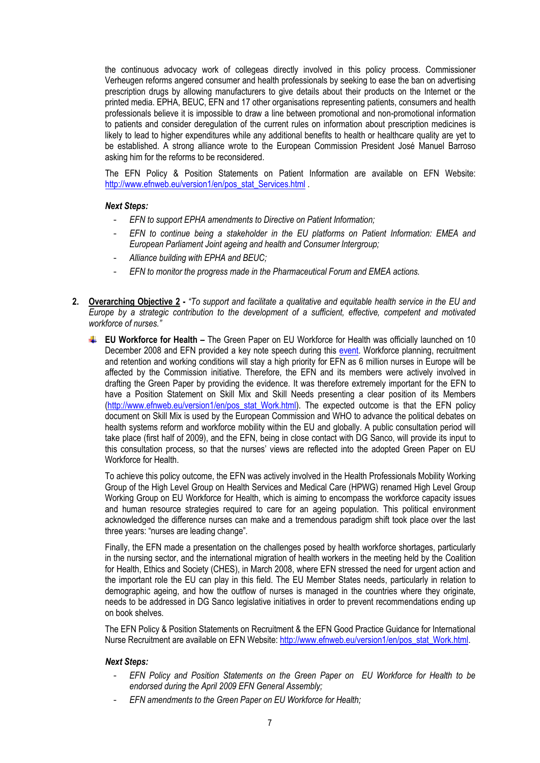the continuous advocacy work of collegeas directly involved in this policy process. Commissioner Verheugen reforms angered consumer and health professionals by seeking to ease the ban on advertising prescription drugs by allowing manufacturers to give details about their products on the Internet or the printed media. EPHA, BEUC, EFN and 17 other organisations representing patients, consumers and health professionals believe it is impossible to draw a line between promotional and non-promotional information to patients and consider deregulation of the current rules on information about prescription medicines is likely to lead to higher expenditures while any additional benefits to health or healthcare quality are yet to be established. A strong alliance wrote to the European Commission President José Manuel Barroso asking him for the reforms to be reconsidered.

The EFN Policy & Position Statements on Patient Information are available on EFN Website: http://www.efnweb.eu/version1/en/pos_stat_Services.html .

***Next Steps:***

- *EFN to support EPHA amendments to Directive on Patient Information;*
- *EFN to continue being a stakeholder in the EU platforms on Patient Information: EMEA and European Parliament Joint ageing and health and Consumer Intergroup;*
- *Alliance building with EPHA and BEUC;*
- *EFN to monitor the progress made in the Pharmaceutical Forum and EMEA actions.*

2. **Overarching Objective 2** - *"To support and facilitate a qualitative and equitable health service in the EU and Europe by a strategic contribution to the development of a sufficient, effective, competent and motivated workforce of nurses."*

- **EU Workforce for Health –** The Green Paper on EU Workforce for Health was officially launched on 10 December 2008 and EFN provided a key note speech during this event. Workforce planning, recruitment and retention and working conditions will stay a high priority for EFN as 6 million nurses in Europe will be affected by the Commission initiative. Therefore, the EFN and its members were actively involved in drafting the Green Paper by providing the evidence. It was therefore extremely important for the EFN to have a Position Statement on Skill Mix and Skill Needs presenting a clear position of its Members (http://www.efnweb.eu/version1/en/pos_stat_Work.html). The expected outcome is that the EFN policy document on Skill Mix is used by the European Commission and WHO to advance the political debates on health systems reform and workforce mobility within the EU and globally. A public consultation period will take place (first half of 2009), and the EFN, being in close contact with DG Sanco, will provide its input to this consultation process, so that the nurses' views are reflected into the adopted Green Paper on EU Workforce for Health.

  To achieve this policy outcome, the EFN was actively involved in the Health Professionals Mobility Working Group of the High Level Group on Health Services and Medical Care (HPWG) renamed High Level Group Working Group on EU Workforce for Health, which is aiming to encompass the workforce capacity issues and human resource strategies required to care for an ageing population. This political environment acknowledged the difference nurses can make and a tremendous paradigm shift took place over the last three years: "nurses are leading change".

  Finally, the EFN made a presentation on the challenges posed by health workforce shortages, particularly in the nursing sector, and the international migration of health workers in the meeting held by the Coalition for Health, Ethics and Society (CHES), in March 2008, where EFN stressed the need for urgent action and the important role the EU can play in this field. The EU Member States needs, particularly in relation to demographic ageing, and how the outflow of nurses is managed in the countries where they originate, needs to be addressed in DG Sanco legislative initiatives in order to prevent recommendations ending up on book shelves.

  The EFN Policy & Position Statements on Recruitment & the EFN Good Practice Guidance for International Nurse Recruitment are available on EFN Website: http://www.efnweb.eu/version1/en/pos_stat_Work.html.

  ***Next Steps:***

  - *EFN Policy and Position Statements on the Green Paper on EU Workforce for Health to be endorsed during the April 2009 EFN General Assembly;*
  - *EFN amendments to the Green Paper on EU Workforce for Health;*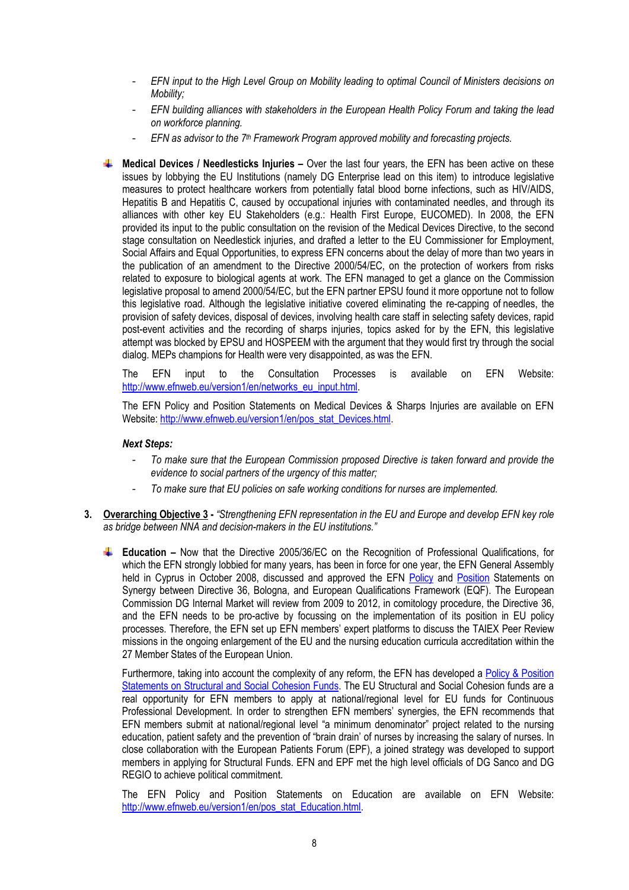- *EFN input to the High Level Group on Mobility leading to optimal Council of Ministers decisions on Mobility;*
- *EFN building alliances with stakeholders in the European Health Policy Forum and taking the lead on workforce planning.*
- *EFN as advisor to the 7th Framework Program approved mobility and forecasting projects.*

- **Medical Devices / Needlesticks Injuries –** Over the last four years, the EFN has been active on these issues by lobbying the EU Institutions (namely DG Enterprise lead on this item) to introduce legislative measures to protect healthcare workers from potentially fatal blood borne infections, such as HIV/AIDS, Hepatitis B and Hepatitis C, caused by occupational injuries with contaminated needles, and through its alliances with other key EU Stakeholders (e.g.: Health First Europe, EUCOMED). In 2008, the EFN provided its input to the public consultation on the revision of the Medical Devices Directive, to the second stage consultation on Needlestick injuries, and drafted a letter to the EU Commissioner for Employment, Social Affairs and Equal Opportunities, to express EFN concerns about the delay of more than two years in the publication of an amendment to the Directive 2000/54/EC, on the protection of workers from risks related to exposure to biological agents at work. The EFN managed to get a glance on the Commission legislative proposal to amend 2000/54/EC, but the EFN partner EPSU found it more opportune not to follow this legislative road. Although the legislative initiative covered eliminating the re-capping of needles, the provision of safety devices, disposal of devices, involving health care staff in selecting safety devices, rapid post-event activities and the recording of sharps injuries, topics asked for by the EFN, this legislative attempt was blocked by EPSU and HOSPEEM with the argument that they would first try through the social dialog. MEPs champions for Health were very disappointed, as was the EFN.

  The EFN input to the Consultation Processes is available on EFN Website: http://www.efnweb.eu/version1/en/networks_eu_input.html.

  The EFN Policy and Position Statements on Medical Devices & Sharps Injuries are available on EFN Website: http://www.efnweb.eu/version1/en/pos_stat_Devices.html.

  ***Next Steps:***

  - *To make sure that the European Commission proposed Directive is taken forward and provide the evidence to social partners of the urgency of this matter;*
  - *To make sure that EU policies on safe working conditions for nurses are implemented.*

3. **Overarching Objective 3 -** *"Strengthening EFN representation in the EU and Europe and develop EFN key role as bridge between NNA and decision-makers in the EU institutions."*

   - **Education –** Now that the Directive 2005/36/EC on the Recognition of Professional Qualifications, for which the EFN strongly lobbied for many years, has been in force for one year, the EFN General Assembly held in Cyprus in October 2008, discussed and approved the EFN Policy and Position Statements on Synergy between Directive 36, Bologna, and European Qualifications Framework (EQF). The European Commission DG Internal Market will review from 2009 to 2012, in comitology procedure, the Directive 36, and the EFN needs to be pro-active by focussing on the implementation of its position in EU policy processes. Therefore, the EFN set up EFN members' expert platforms to discuss the TAIEX Peer Review missions in the ongoing enlargement of the EU and the nursing education curricula accreditation within the 27 Member States of the European Union.

     Furthermore, taking into account the complexity of any reform, the EFN has developed a Policy & Position Statements on Structural and Social Cohesion Funds. The EU Structural and Social Cohesion funds are a real opportunity for EFN members to apply at national/regional level for EU funds for Continuous Professional Development. In order to strengthen EFN members' synergies, the EFN recommends that EFN members submit at national/regional level "a minimum denominator" project related to the nursing education, patient safety and the prevention of "brain drain' of nurses by increasing the salary of nurses. In close collaboration with the European Patients Forum (EPF), a joined strategy was developed to support members in applying for Structural Funds. EFN and EPF met the high level officials of DG Sanco and DG REGIO to achieve political commitment.

     The EFN Policy and Position Statements on Education are available on EFN Website: http://www.efnweb.eu/version1/en/pos_stat_Education.html.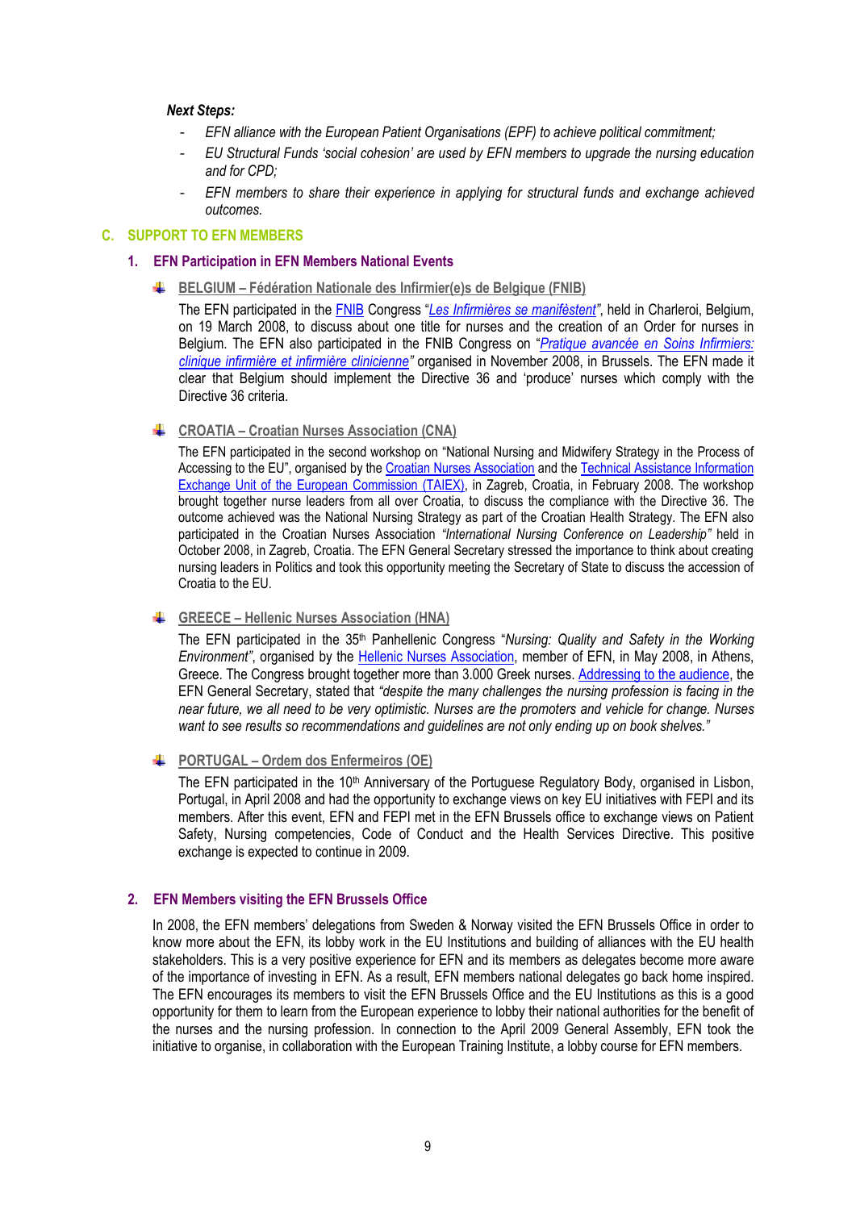***Next Steps:***

- *EFN alliance with the European Patient Organisations (EPF) to achieve political commitment;*
- *EU Structural Funds 'social cohesion' are used by EFN members to upgrade the nursing education and for CPD;*
- *EFN members to share their experience in applying for structural funds and exchange achieved outcomes.*

## C. SUPPORT TO EFN MEMBERS

### 1. EFN Participation in EFN Members National Events

- **BELGIUM – Fédération Nationale des Infirmier(e)s de Belgique (FNIB)**

  The EFN participated in the FNIB Congress "*Les Infirmières se manifèstent*", held in Charleroi, Belgium, on 19 March 2008, to discuss about one title for nurses and the creation of an Order for nurses in Belgium. The EFN also participated in the FNIB Congress on "*Pratique avancée en Soins Infirmiers: clinique infirmière et infirmière clinicienne*" organised in November 2008, in Brussels. The EFN made it clear that Belgium should implement the Directive 36 and 'produce' nurses which comply with the Directive 36 criteria.

- **CROATIA – Croatian Nurses Association (CNA)**

  The EFN participated in the second workshop on "National Nursing and Midwifery Strategy in the Process of Accessing to the EU", organised by the Croatian Nurses Association and the Technical Assistance Information Exchange Unit of the European Commission (TAIEX), in Zagreb, Croatia, in February 2008. The workshop brought together nurse leaders from all over Croatia, to discuss the compliance with the Directive 36. The outcome achieved was the National Nursing Strategy as part of the Croatian Health Strategy. The EFN also participated in the Croatian Nurses Association *"International Nursing Conference on Leadership"* held in October 2008, in Zagreb, Croatia. The EFN General Secretary stressed the importance to think about creating nursing leaders in Politics and took this opportunity meeting the Secretary of State to discuss the accession of Croatia to the EU.

- **GREECE – Hellenic Nurses Association (HNA)**

  The EFN participated in the 35th Panhellenic Congress "*Nursing: Quality and Safety in the Working Environment*", organised by the Hellenic Nurses Association, member of EFN, in May 2008, in Athens, Greece. The Congress brought together more than 3.000 Greek nurses. Addressing to the audience, the EFN General Secretary, stated that *"despite the many challenges the nursing profession is facing in the near future, we all need to be very optimistic. Nurses are the promoters and vehicle for change. Nurses want to see results so recommendations and guidelines are not only ending up on book shelves."*

- **PORTUGAL – Ordem dos Enfermeiros (OE)**

  The EFN participated in the 10th Anniversary of the Portuguese Regulatory Body, organised in Lisbon, Portugal, in April 2008 and had the opportunity to exchange views on key EU initiatives with FEPI and its members. After this event, EFN and FEPI met in the EFN Brussels office to exchange views on Patient Safety, Nursing competencies, Code of Conduct and the Health Services Directive. This positive exchange is expected to continue in 2009.

### 2. EFN Members visiting the EFN Brussels Office

In 2008, the EFN members' delegations from Sweden & Norway visited the EFN Brussels Office in order to know more about the EFN, its lobby work in the EU Institutions and building of alliances with the EU health stakeholders. This is a very positive experience for EFN and its members as delegates become more aware of the importance of investing in EFN. As a result, EFN members national delegates go back home inspired. The EFN encourages its members to visit the EFN Brussels Office and the EU Institutions as this is a good opportunity for them to learn from the European experience to lobby their national authorities for the benefit of the nurses and the nursing profession. In connection to the April 2009 General Assembly, EFN took the initiative to organise, in collaboration with the European Training Institute, a lobby course for EFN members.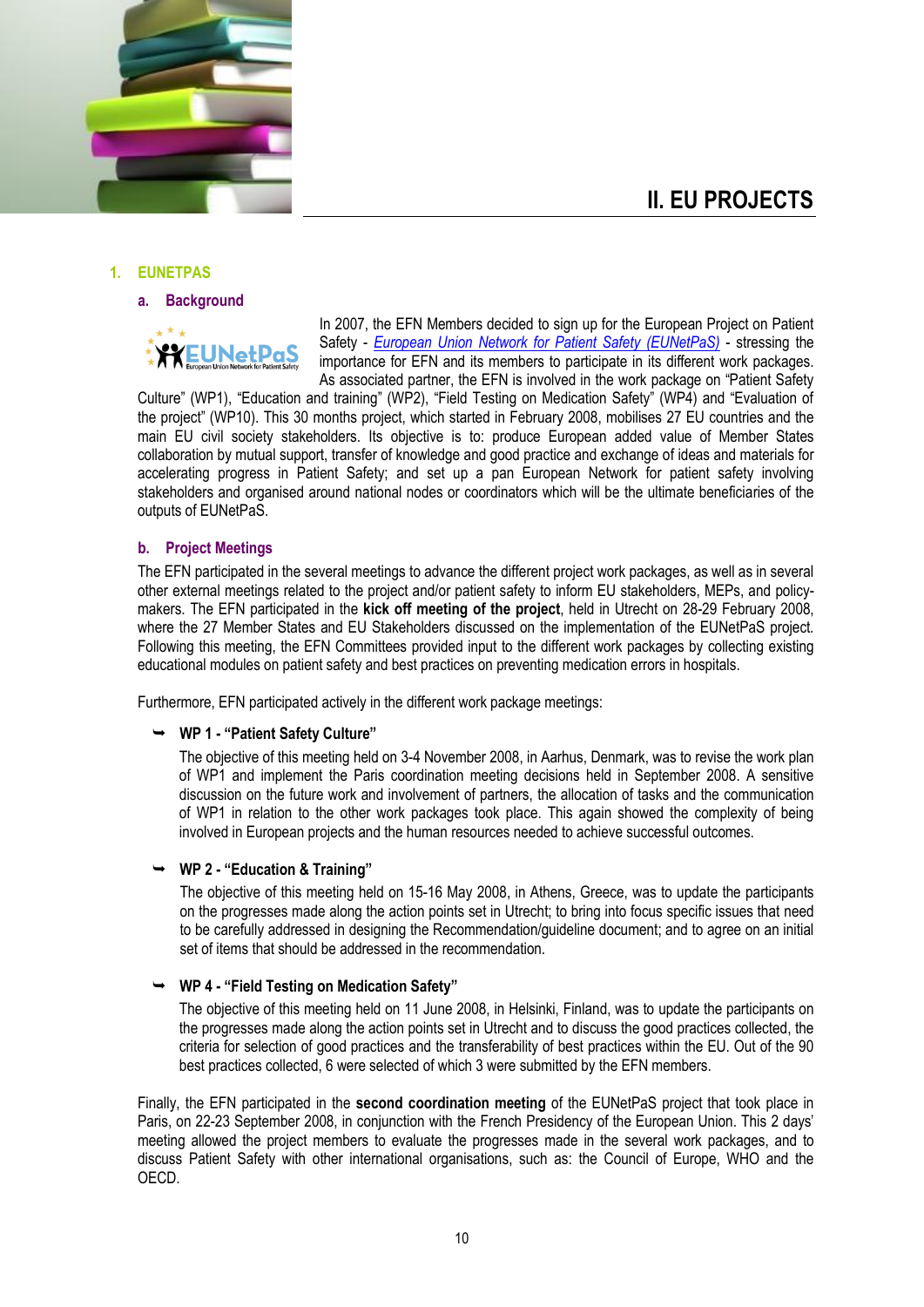# II. EU PROJECTS

## 1. EUNETPAS

### a. Background

In 2007, the EFN Members decided to sign up for the European Project on Patient Safety - *European Union Network for Patient Safety (EUNetPaS)* - stressing the importance for EFN and its members to participate in its different work packages. As associated partner, the EFN is involved in the work package on "Patient Safety Culture" (WP1), "Education and training" (WP2), "Field Testing on Medication Safety" (WP4) and "Evaluation of the project" (WP10). This 30 months project, which started in February 2008, mobilises 27 EU countries and the main EU civil society stakeholders. Its objective is to: produce European added value of Member States collaboration by mutual support, transfer of knowledge and good practice and exchange of ideas and materials for accelerating progress in Patient Safety; and set up a pan European Network for patient safety involving stakeholders and organised around national nodes or coordinators which will be the ultimate beneficiaries of the outputs of EUNetPaS.

### b. Project Meetings

The EFN participated in the several meetings to advance the different project work packages, as well as in several other external meetings related to the project and/or patient safety to inform EU stakeholders, MEPs, and policy-makers. The EFN participated in the **kick off meeting of the project**, held in Utrecht on 28-29 February 2008, where the 27 Member States and EU Stakeholders discussed on the implementation of the EUNetPaS project. Following this meeting, the EFN Committees provided input to the different work packages by collecting existing educational modules on patient safety and best practices on preventing medication errors in hospitals.

Furthermore, EFN participated actively in the different work package meetings:

- **WP 1 - "Patient Safety Culture"**

  The objective of this meeting held on 3-4 November 2008, in Aarhus, Denmark, was to revise the work plan of WP1 and implement the Paris coordination meeting decisions held in September 2008. A sensitive discussion on the future work and involvement of partners, the allocation of tasks and the communication of WP1 in relation to the other work packages took place. This again showed the complexity of being involved in European projects and the human resources needed to achieve successful outcomes.

- **WP 2 - "Education & Training"**

  The objective of this meeting held on 15-16 May 2008, in Athens, Greece, was to update the participants on the progresses made along the action points set in Utrecht; to bring into focus specific issues that need to be carefully addressed in designing the Recommendation/guideline document; and to agree on an initial set of items that should be addressed in the recommendation.

- **WP 4 - "Field Testing on Medication Safety"**

  The objective of this meeting held on 11 June 2008, in Helsinki, Finland, was to update the participants on the progresses made along the action points set in Utrecht and to discuss the good practices collected, the criteria for selection of good practices and the transferability of best practices within the EU. Out of the 90 best practices collected, 6 were selected of which 3 were submitted by the EFN members.

Finally, the EFN participated in the **second coordination meeting** of the EUNetPaS project that took place in Paris, on 22-23 September 2008, in conjunction with the French Presidency of the European Union. This 2 days' meeting allowed the project members to evaluate the progresses made in the several work packages, and to discuss Patient Safety with other international organisations, such as: the Council of Europe, WHO and the OECD.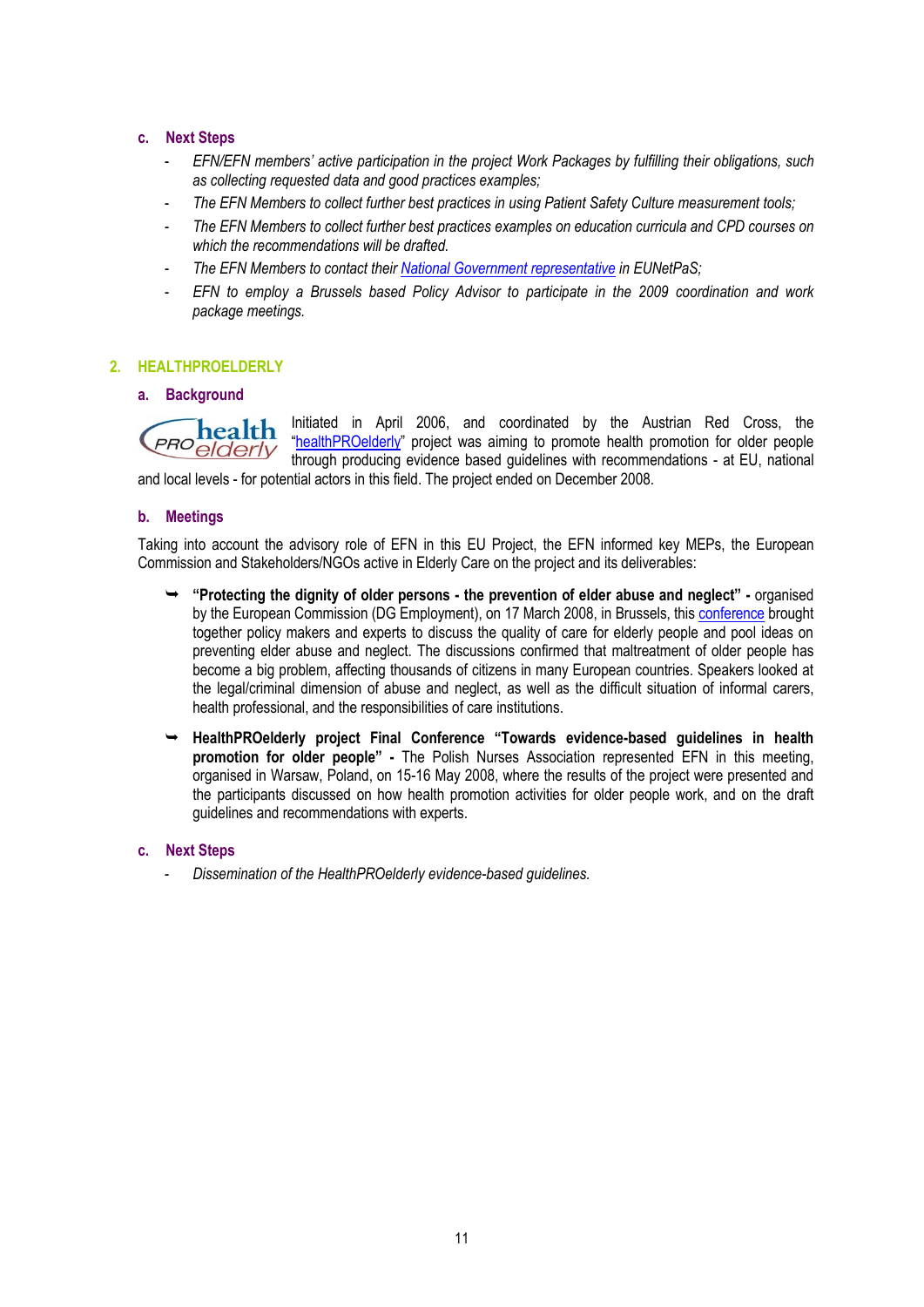### c. Next Steps

- *EFN/EFN members' active participation in the project Work Packages by fulfilling their obligations, such as collecting requested data and good practices examples;*
- *The EFN Members to collect further best practices in using Patient Safety Culture measurement tools;*
- *The EFN Members to collect further best practices examples on education curricula and CPD courses on which the recommendations will be drafted.*
- *The EFN Members to contact their National Government representative in EUNetPaS;*
- *EFN to employ a Brussels based Policy Advisor to participate in the 2009 coordination and work package meetings.*

## 2. HEALTHPROELDERLY

### a. Background

Initiated in April 2006, and coordinated by the Austrian Red Cross, the "healthPROelderly" project was aiming to promote health promotion for older people through producing evidence based guidelines with recommendations - at EU, national and local levels - for potential actors in this field. The project ended on December 2008.

### b. Meetings

Taking into account the advisory role of EFN in this EU Project, the EFN informed key MEPs, the European Commission and Stakeholders/NGOs active in Elderly Care on the project and its deliverables:

- **"Protecting the dignity of older persons - the prevention of elder abuse and neglect" -** organised by the European Commission (DG Employment), on 17 March 2008, in Brussels, this conference brought together policy makers and experts to discuss the quality of care for elderly people and pool ideas on preventing elder abuse and neglect. The discussions confirmed that maltreatment of older people has become a big problem, affecting thousands of citizens in many European countries. Speakers looked at the legal/criminal dimension of abuse and neglect, as well as the difficult situation of informal carers, health professional, and the responsibilities of care institutions.
- **HealthPROelderly project Final Conference "Towards evidence-based guidelines in health promotion for older people" -** The Polish Nurses Association represented EFN in this meeting, organised in Warsaw, Poland, on 15-16 May 2008, where the results of the project were presented and the participants discussed on how health promotion activities for older people work, and on the draft guidelines and recommendations with experts.

### c. Next Steps

- *Dissemination of the HealthPROelderly evidence-based guidelines.*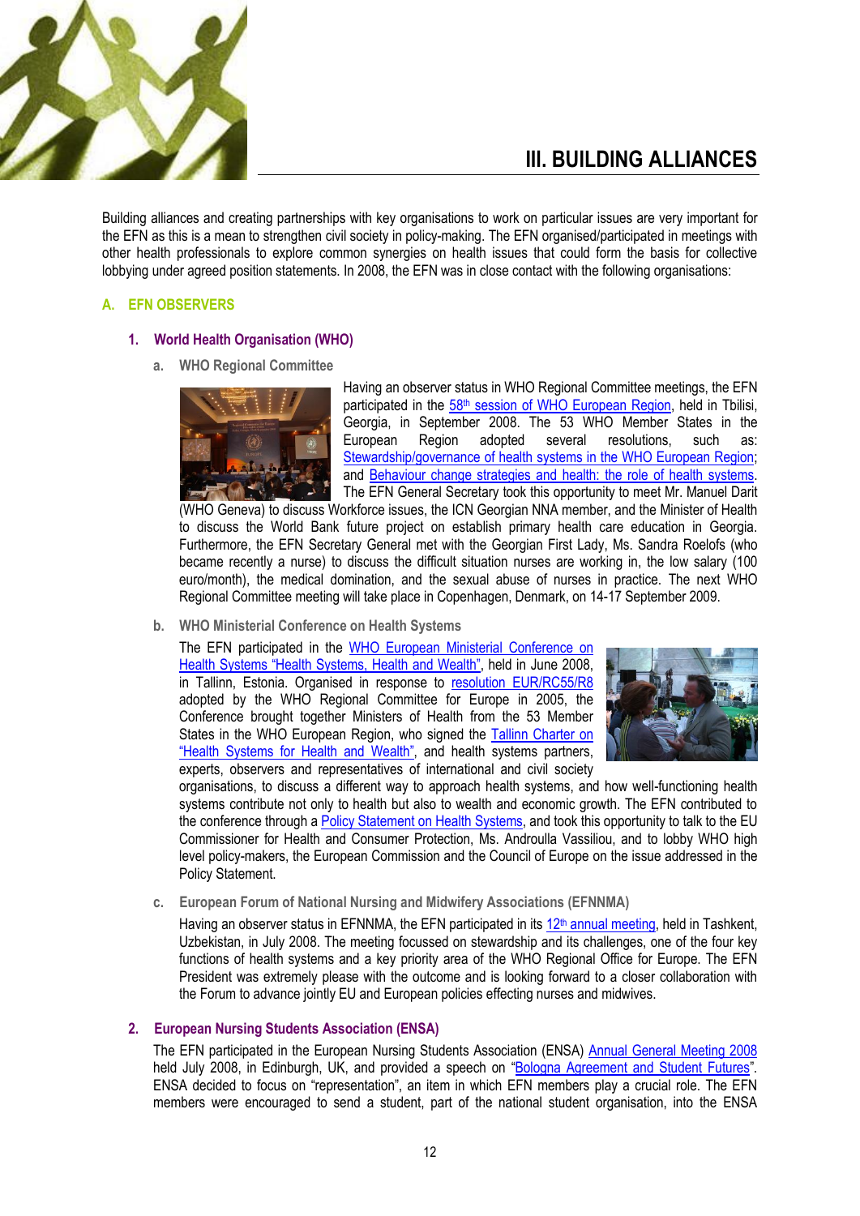# III. BUILDING ALLIANCES

Building alliances and creating partnerships with key organisations to work on particular issues are very important for the EFN as this is a mean to strengthen civil society in policy-making. The EFN organised/participated in meetings with other health professionals to explore common synergies on health issues that could form the basis for collective lobbying under agreed position statements. In 2008, the EFN was in close contact with the following organisations:

## A. EFN OBSERVERS

### 1. World Health Organisation (WHO)

#### a. WHO Regional Committee

Having an observer status in WHO Regional Committee meetings, the EFN participated in the 58th session of WHO European Region, held in Tbilisi, Georgia, in September 2008. The 53 WHO Member States in the European Region adopted several resolutions, such as: Stewardship/governance of health systems in the WHO European Region; and Behaviour change strategies and health: the role of health systems. The EFN General Secretary took this opportunity to meet Mr. Manuel Darit (WHO Geneva) to discuss Workforce issues, the ICN Georgian NNA member, and the Minister of Health to discuss the World Bank future project on establish primary health care education in Georgia. Furthermore, the EFN Secretary General met with the Georgian First Lady, Ms. Sandra Roelofs (who became recently a nurse) to discuss the difficult situation nurses are working in, the low salary (100 euro/month), the medical domination, and the sexual abuse of nurses in practice. The next WHO Regional Committee meeting will take place in Copenhagen, Denmark, on 14-17 September 2009.

#### b. WHO Ministerial Conference on Health Systems

The EFN participated in the WHO European Ministerial Conference on Health Systems "Health Systems, Health and Wealth", held in June 2008, in Tallinn, Estonia. Organised in response to resolution EUR/RC55/R8 adopted by the WHO Regional Committee for Europe in 2005, the Conference brought together Ministers of Health from the 53 Member States in the WHO European Region, who signed the Tallinn Charter on "Health Systems for Health and Wealth", and health systems partners, experts, observers and representatives of international and civil society organisations, to discuss a different way to approach health systems, and how well-functioning health systems contribute not only to health but also to wealth and economic growth. The EFN contributed to the conference through a Policy Statement on Health Systems, and took this opportunity to talk to the EU Commissioner for Health and Consumer Protection, Ms. Androulla Vassiliou, and to lobby WHO high level policy-makers, the European Commission and the Council of Europe on the issue addressed in the Policy Statement.

#### c. European Forum of National Nursing and Midwifery Associations (EFNNMA)

Having an observer status in EFNNMA, the EFN participated in its 12th annual meeting, held in Tashkent, Uzbekistan, in July 2008. The meeting focussed on stewardship and its challenges, one of the four key functions of health systems and a key priority area of the WHO Regional Office for Europe. The EFN President was extremely please with the outcome and is looking forward to a closer collaboration with the Forum to advance jointly EU and European policies effecting nurses and midwives.

### 2. European Nursing Students Association (ENSA)

The EFN participated in the European Nursing Students Association (ENSA) Annual General Meeting 2008 held July 2008, in Edinburgh, UK, and provided a speech on "Bologna Agreement and Student Futures". ENSA decided to focus on "representation", an item in which EFN members play a crucial role. The EFN members were encouraged to send a student, part of the national student organisation, into the ENSA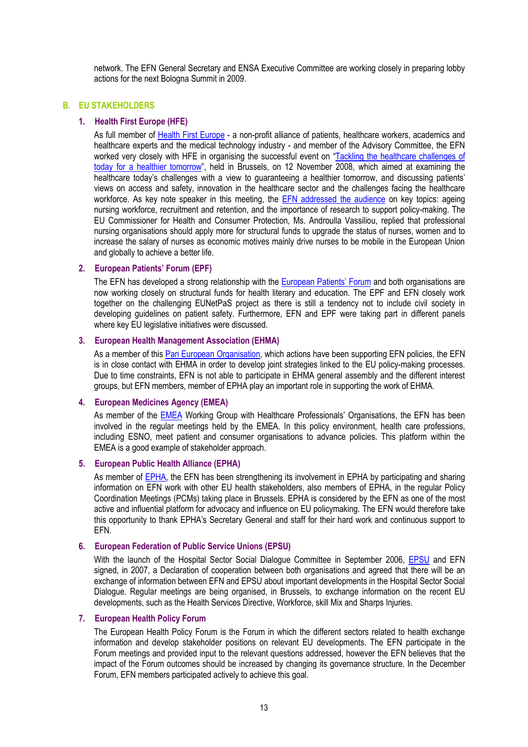network. The EFN General Secretary and ENSA Executive Committee are working closely in preparing lobby actions for the next Bologna Summit in 2009.

## B. EU STAKEHOLDERS

### 1. Health First Europe (HFE)

As full member of Health First Europe - a non-profit alliance of patients, healthcare workers, academics and healthcare experts and the medical technology industry - and member of the Advisory Committee, the EFN worked very closely with HFE in organising the successful event on "Tackling the healthcare challenges of today for a healthier tomorrow", held in Brussels, on 12 November 2008, which aimed at examining the healthcare today's challenges with a view to guaranteeing a healthier tomorrow, and discussing patients' views on access and safety, innovation in the healthcare sector and the challenges facing the healthcare workforce. As key note speaker in this meeting, the EFN addressed the audience on key topics: ageing nursing workforce, recruitment and retention, and the importance of research to support policy-making. The EU Commissioner for Health and Consumer Protection, Ms. Androulla Vassiliou, replied that professional nursing organisations should apply more for structural funds to upgrade the status of nurses, women and to increase the salary of nurses as economic motives mainly drive nurses to be mobile in the European Union and globally to achieve a better life.

### 2. European Patients' Forum (EPF)

The EFN has developed a strong relationship with the European Patients' Forum and both organisations are now working closely on structural funds for health literary and education. The EPF and EFN closely work together on the challenging EUNetPaS project as there is still a tendency not to include civil society in developing guidelines on patient safety. Furthermore, EFN and EPF were taking part in different panels where key EU legislative initiatives were discussed.

### 3. European Health Management Association (EHMA)

As a member of this Pan European Organisation, which actions have been supporting EFN policies, the EFN is in close contact with EHMA in order to develop joint strategies linked to the EU policy-making processes. Due to time constraints, EFN is not able to participate in EHMA general assembly and the different interest groups, but EFN members, member of EPHA play an important role in supporting the work of EHMA.

### 4. European Medicines Agency (EMEA)

As member of the EMEA Working Group with Healthcare Professionals' Organisations, the EFN has been involved in the regular meetings held by the EMEA. In this policy environment, health care professions, including ESNO, meet patient and consumer organisations to advance policies. This platform within the EMEA is a good example of stakeholder approach.

### 5. European Public Health Alliance (EPHA)

As member of EPHA, the EFN has been strengthening its involvement in EPHA by participating and sharing information on EFN work with other EU health stakeholders, also members of EPHA, in the regular Policy Coordination Meetings (PCMs) taking place in Brussels. EPHA is considered by the EFN as one of the most active and influential platform for advocacy and influence on EU policymaking. The EFN would therefore take this opportunity to thank EPHA's Secretary General and staff for their hard work and continuous support to EFN.

### 6. European Federation of Public Service Unions (EPSU)

With the launch of the Hospital Sector Social Dialogue Committee in September 2006, EPSU and EFN signed, in 2007, a Declaration of cooperation between both organisations and agreed that there will be an exchange of information between EFN and EPSU about important developments in the Hospital Sector Social Dialogue. Regular meetings are being organised, in Brussels, to exchange information on the recent EU developments, such as the Health Services Directive, Workforce, skill Mix and Sharps Injuries.

### 7. European Health Policy Forum

The European Health Policy Forum is the Forum in which the different sectors related to health exchange information and develop stakeholder positions on relevant EU developments. The EFN participate in the Forum meetings and provided input to the relevant questions addressed, however the EFN believes that the impact of the Forum outcomes should be increased by changing its governance structure. In the December Forum, EFN members participated actively to achieve this goal.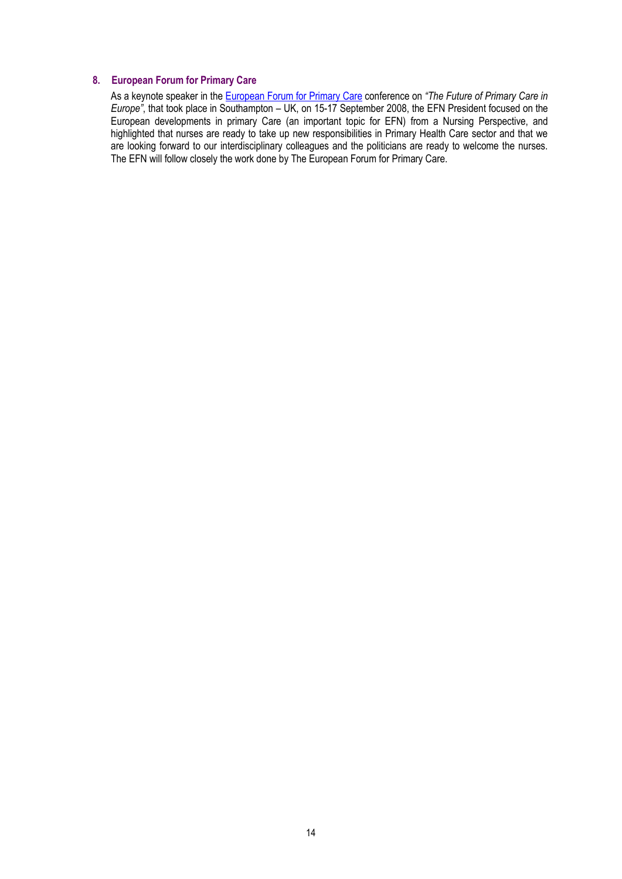## 8. European Forum for Primary Care

As a keynote speaker in the European Forum for Primary Care conference on *"The Future of Primary Care in Europe"*, that took place in Southampton – UK, on 15-17 September 2008, the EFN President focused on the European developments in primary Care (an important topic for EFN) from a Nursing Perspective, and highlighted that nurses are ready to take up new responsibilities in Primary Health Care sector and that we are looking forward to our interdisciplinary colleagues and the politicians are ready to welcome the nurses. The EFN will follow closely the work done by The European Forum for Primary Care.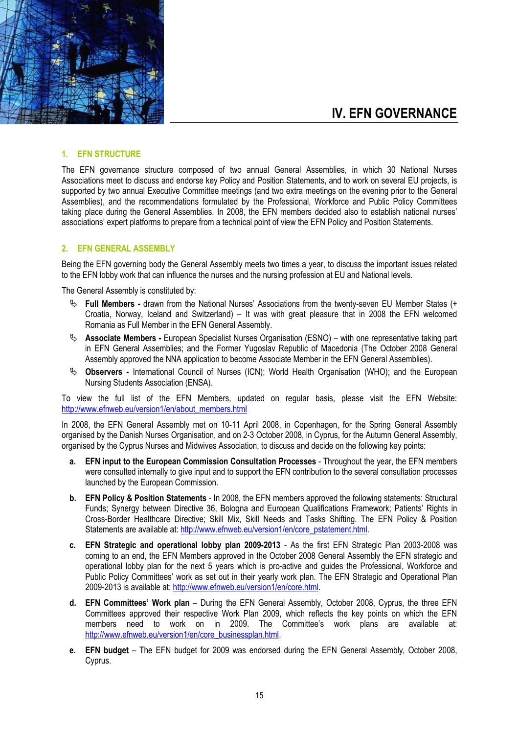# IV. EFN GOVERNANCE

## 1. EFN STRUCTURE

The EFN governance structure composed of two annual General Assemblies, in which 30 National Nurses Associations meet to discuss and endorse key Policy and Position Statements, and to work on several EU projects, is supported by two annual Executive Committee meetings (and two extra meetings on the evening prior to the General Assemblies), and the recommendations formulated by the Professional, Workforce and Public Policy Committees taking place during the General Assemblies. In 2008, the EFN members decided also to establish national nurses' associations' expert platforms to prepare from a technical point of view the EFN Policy and Position Statements.

## 2. EFN GENERAL ASSEMBLY

Being the EFN governing body the General Assembly meets two times a year, to discuss the important issues related to the EFN lobby work that can influence the nurses and the nursing profession at EU and National levels.

The General Assembly is constituted by:

- **Full Members -** drawn from the National Nurses' Associations from the twenty-seven EU Member States (+ Croatia, Norway, Iceland and Switzerland) – It was with great pleasure that in 2008 the EFN welcomed Romania as Full Member in the EFN General Assembly.
- **Associate Members -** European Specialist Nurses Organisation (ESNO) – with one representative taking part in EFN General Assemblies; and the Former Yugoslav Republic of Macedonia (The October 2008 General Assembly approved the NNA application to become Associate Member in the EFN General Assemblies).
- **Observers -** International Council of Nurses (ICN); World Health Organisation (WHO); and the European Nursing Students Association (ENSA).

To view the full list of the EFN Members, updated on regular basis, please visit the EFN Website: http://www.efnweb.eu/version1/en/about_members.html

In 2008, the EFN General Assembly met on 10-11 April 2008, in Copenhagen, for the Spring General Assembly organised by the Danish Nurses Organisation, and on 2-3 October 2008, in Cyprus, for the Autumn General Assembly, organised by the Cyprus Nurses and Midwives Association, to discuss and decide on the following key points:

a. **EFN input to the European Commission Consultation Processes** - Throughout the year, the EFN members were consulted internally to give input and to support the EFN contribution to the several consultation processes launched by the European Commission.

b. **EFN Policy & Position Statements** - In 2008, the EFN members approved the following statements: Structural Funds; Synergy between Directive 36, Bologna and European Qualifications Framework; Patients' Rights in Cross-Border Healthcare Directive; Skill Mix, Skill Needs and Tasks Shifting. The EFN Policy & Position Statements are available at: http://www.efnweb.eu/version1/en/core_pstatement.html.

c. **EFN Strategic and operational lobby plan 2009-2013** - As the first EFN Strategic Plan 2003-2008 was coming to an end, the EFN Members approved in the October 2008 General Assembly the EFN strategic and operational lobby plan for the next 5 years which is pro-active and guides the Professional, Workforce and Public Policy Committees' work as set out in their yearly work plan. The EFN Strategic and Operational Plan 2009-2013 is available at: http://www.efnweb.eu/version1/en/core.html.

d. **EFN Committees' Work plan** – During the EFN General Assembly, October 2008, Cyprus, the three EFN Committees approved their respective Work Plan 2009, which reflects the key points on which the EFN members need to work on in 2009. The Committee's work plans are available at: http://www.efnweb.eu/version1/en/core_businessplan.html.

e. **EFN budget** – The EFN budget for 2009 was endorsed during the EFN General Assembly, October 2008, Cyprus.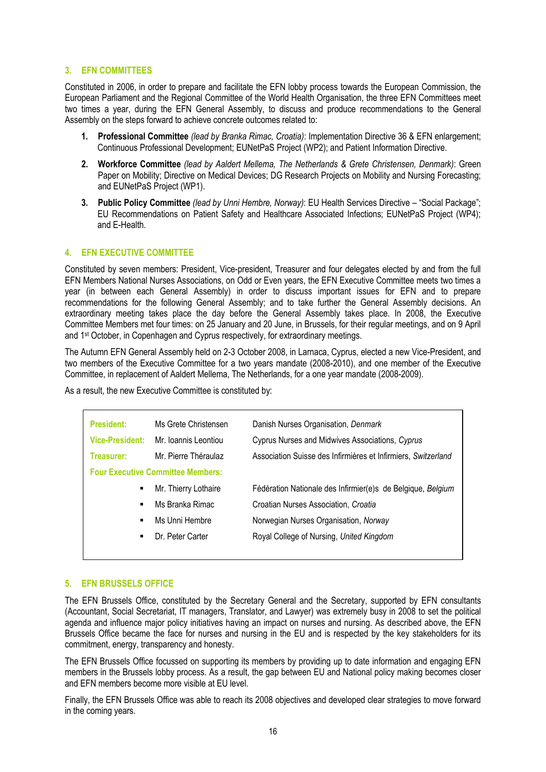## 3. EFN COMMITTEES

Constituted in 2006, in order to prepare and facilitate the EFN lobby process towards the European Commission, the European Parliament and the Regional Committee of the World Health Organisation, the three EFN Committees meet two times a year, during the EFN General Assembly, to discuss and produce recommendations to the General Assembly on the steps forward to achieve concrete outcomes related to:

1. **Professional Committee** *(lead by Branka Rimac, Croatia)*: Implementation Directive 36 & EFN enlargement; Continuous Professional Development; EUNetPaS Project (WP2); and Patient Information Directive.
2. **Workforce Committee** *(lead by Aaldert Mellema, The Netherlands & Grete Christensen, Denmark)*: Green Paper on Mobility; Directive on Medical Devices; DG Research Projects on Mobility and Nursing Forecasting; and EUNetPaS Project (WP1).
3. **Public Policy Committee** *(lead by Unni Hembre, Norway)*: EU Health Services Directive – "Social Package"; EU Recommendations on Patient Safety and Healthcare Associated Infections; EUNetPaS Project (WP4); and E-Health.

## 4. EFN EXECUTIVE COMMITTEE

Constituted by seven members: President, Vice-president, Treasurer and four delegates elected by and from the full EFN Members National Nurses Associations, on Odd or Even years, the EFN Executive Committee meets two times a year (in between each General Assembly) in order to discuss important issues for EFN and to prepare recommendations for the following General Assembly; and to take further the General Assembly decisions. An extraordinary meeting takes place the day before the General Assembly takes place. In 2008, the Executive Committee Members met four times: on 25 January and 20 June, in Brussels, for their regular meetings, and on 9 April and 1st October, in Copenhagen and Cyprus respectively, for extraordinary meetings.

The Autumn EFN General Assembly held on 2-3 October 2008, in Larnaca, Cyprus, elected a new Vice-President, and two members of the Executive Committee for a two years mandate (2008-2010), and one member of the Executive Committee, in replacement of Aaldert Mellema, The Netherlands, for a one year mandate (2008-2009).

As a result, the new Executive Committee is constituted by:

| | | |
|---|---|---|
| **President:** | Ms Grete Christensen | Danish Nurses Organisation, *Denmark* |
| **Vice-President:** | Mr. Ioannis Leontiou | Cyprus Nurses and Midwives Associations, *Cyprus* |
| **Treasurer:** | Mr. Pierre Théraulaz | Association Suisse des Infirmières et Infirmiers, *Switzerland* |
| **Four Executive Committee Members:** | | |
| ▪ | Mr. Thierry Lothaire | Fédération Nationale des Infirmier(e)s de Belgique, *Belgium* |
| ▪ | Ms Branka Rimac | Croatian Nurses Association, *Croatia* |
| ▪ | Ms Unni Hembre | Norwegian Nurses Organisation, *Norway* |
| ▪ | Dr. Peter Carter | Royal College of Nursing, *United Kingdom* |

## 5. EFN BRUSSELS OFFICE

The EFN Brussels Office, constituted by the Secretary General and the Secretary, supported by EFN consultants (Accountant, Social Secretariat, IT managers, Translator, and Lawyer) was extremely busy in 2008 to set the political agenda and influence major policy initiatives having an impact on nurses and nursing. As described above, the EFN Brussels Office became the face for nurses and nursing in the EU and is respected by the key stakeholders for its commitment, energy, transparency and honesty.

The EFN Brussels Office focussed on supporting its members by providing up to date information and engaging EFN members in the Brussels lobby process. As a result, the gap between EU and National policy making becomes closer and EFN members become more visible at EU level.

Finally, the EFN Brussels Office was able to reach its 2008 objectives and developed clear strategies to move forward in the coming years.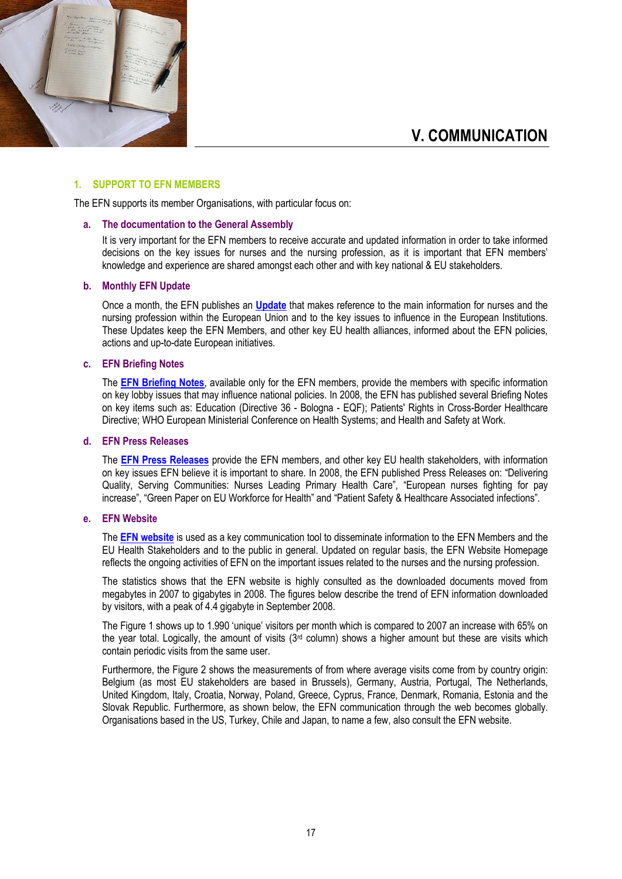# V. COMMUNICATION

## 1. SUPPORT TO EFN MEMBERS

The EFN supports its member Organisations, with particular focus on:

### a. The documentation to the General Assembly

It is very important for the EFN members to receive accurate and updated information in order to take informed decisions on the key issues for nurses and the nursing profession, as it is important that EFN members' knowledge and experience are shared amongst each other and with key national & EU stakeholders.

### b. Monthly EFN Update

Once a month, the EFN publishes an **Update** that makes reference to the main information for nurses and the nursing profession within the European Union and to the key issues to influence in the European Institutions. These Updates keep the EFN Members, and other key EU health alliances, informed about the EFN policies, actions and up-to-date European initiatives.

### c. EFN Briefing Notes

The **EFN Briefing Notes**, available only for the EFN members, provide the members with specific information on key lobby issues that may influence national policies. In 2008, the EFN has published several Briefing Notes on key items such as: Education (Directive 36 - Bologna - EQF); Patients' Rights in Cross-Border Healthcare Directive; WHO European Ministerial Conference on Health Systems; and Health and Safety at Work.

### d. EFN Press Releases

The **EFN Press Releases** provide the EFN members, and other key EU health stakeholders, with information on key issues EFN believe it is important to share. In 2008, the EFN published Press Releases on: "Delivering Quality, Serving Communities: Nurses Leading Primary Health Care", "European nurses fighting for pay increase", "Green Paper on EU Workforce for Health" and "Patient Safety & Healthcare Associated infections".

### e. EFN Website

The **EFN website** is used as a key communication tool to disseminate information to the EFN Members and the EU Health Stakeholders and to the public in general. Updated on regular basis, the EFN Website Homepage reflects the ongoing activities of EFN on the important issues related to the nurses and the nursing profession.

The statistics shows that the EFN website is highly consulted as the downloaded documents moved from megabytes in 2007 to gigabytes in 2008. The figures below describe the trend of EFN information downloaded by visitors, with a peak of 4.4 gigabyte in September 2008.

The Figure 1 shows up to 1.990 'unique' visitors per month which is compared to 2007 an increase with 65% on the year total. Logically, the amount of visits (3rd column) shows a higher amount but these are visits which contain periodic visits from the same user.

Furthermore, the Figure 2 shows the measurements of from where average visits come from by country origin: Belgium (as most EU stakeholders are based in Brussels), Germany, Austria, Portugal, The Netherlands, United Kingdom, Italy, Croatia, Norway, Poland, Greece, Cyprus, France, Denmark, Romania, Estonia and the Slovak Republic. Furthermore, as shown below, the EFN communication through the web becomes globally. Organisations based in the US, Turkey, Chile and Japan, to name a few, also consult the EFN website.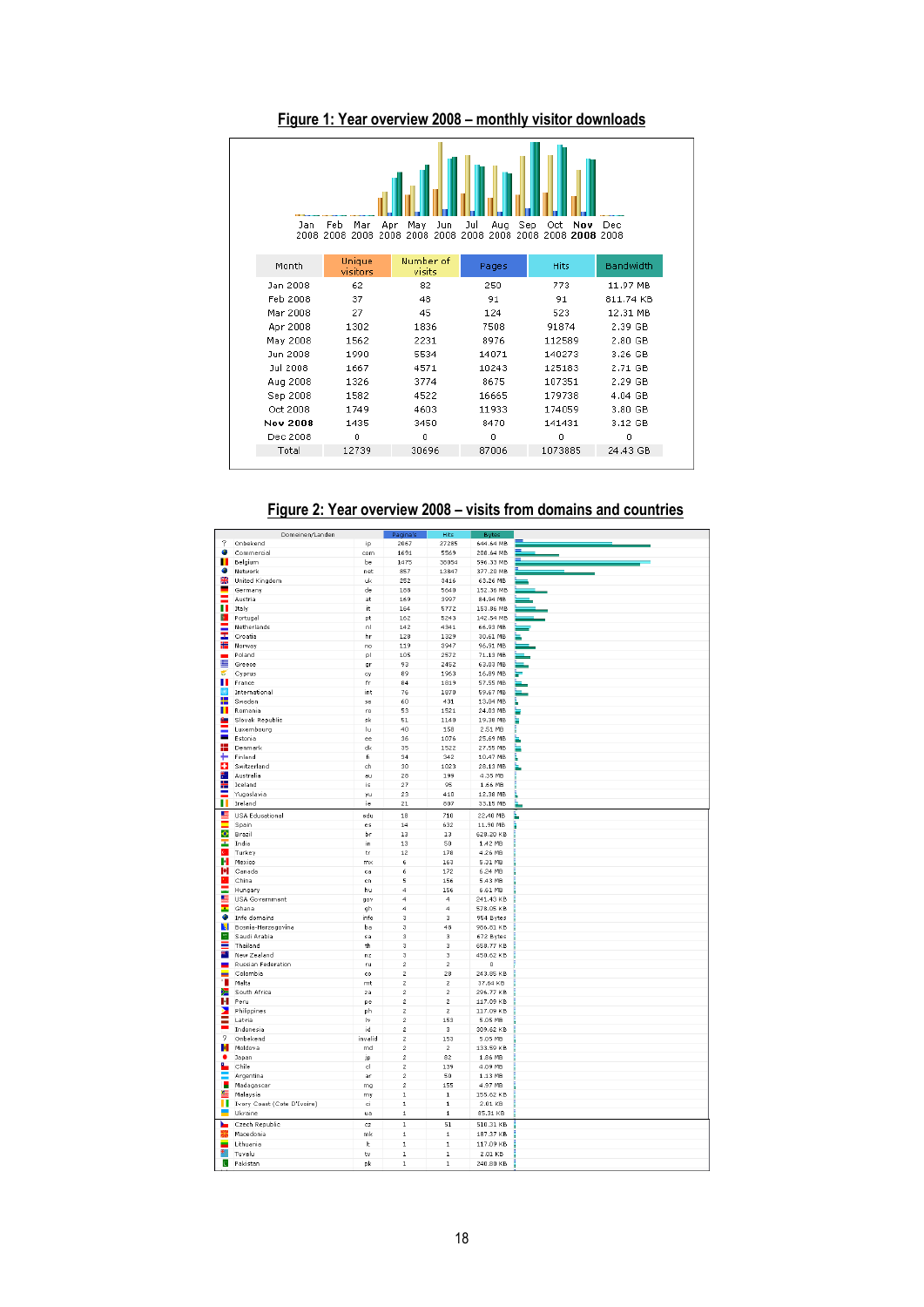## Figure 1: Year overview 2008 – monthly visitor downloads

| Month | Unique visitors | Number of visits | Pages | Hits | Bandwidth |
|---|---|---|---|---|---|
| Jan 2008 | 62 | 82 | 250 | 773 | 11.97 MB |
| Feb 2008 | 37 | 48 | 91 | 91 | 811.74 KB |
| Mar 2008 | 27 | 45 | 124 | 523 | 12.31 MB |
| Apr 2008 | 1302 | 1836 | 7508 | 91874 | 2.39 GB |
| May 2008 | 1562 | 2231 | 8976 | 112589 | 2.80 GB |
| Jun 2008 | 1990 | 5534 | 14071 | 140273 | 3.26 GB |
| Jul 2008 | 1667 | 4571 | 10243 | 125183 | 2.71 GB |
| Aug 2008 | 1326 | 3774 | 8675 | 107351 | 2.29 GB |
| Sep 2008 | 1582 | 4522 | 16665 | 179738 | 4.04 GB |
| Oct 2008 | 1749 | 4603 | 11933 | 174059 | 3.80 GB |
| **Nov 2008** | 1435 | 3450 | 8470 | 141431 | 3.12 GB |
| Dec 2008 | 0 | 0 | 0 | 0 | 0 |
| Total | 12739 | 30696 | 87006 | 1073885 | 24.43 GB |

## Figure 2: Year overview 2008 – visits from domains and countries

| Domeinen/Landen | | Pagina's | Hits | Bytes |
|---|---|---|---|---|
| Onbekend | ip | 2067 | 27285 | 644.64 MB |
| Commercial | com | 1691 | 5569 | 208.64 MB |
| Belgium | be | 1475 | 30054 | 596.33 MB |
| Network | net | 857 | 13847 | 377.20 MB |
| United Kingdom | uk | 252 | 3416 | 63.26 MB |
| Germany | de | 188 | 5640 | 152.36 MB |
| Austria | at | 169 | 3997 | 84.94 MB |
| Italy | it | 164 | 5772 | 153.86 MB |
| Portugal | pt | 162 | 5243 | 142.54 MB |
| Netherlands | nl | 142 | 4341 | 66.93 MB |
| Croatia | hr | 128 | 1329 | 30.61 MB |
| Norway | no | 119 | 3947 | 96.91 MB |
| Poland | pl | 105 | 2572 | 71.13 MB |
| Greece | gr | 93 | 2452 | 63.83 MB |
| Cyprus | cy | 89 | 1963 | 16.89 MB |
| France | fr | 84 | 1819 | 57.55 MB |
| International | int | 76 | 1870 | 59.67 MB |
| Sweden | se | 60 | 431 | 13.04 MB |
| Romania | ro | 53 | 1521 | 24.83 MB |
| Slovak Republic | sk | 51 | 1140 | 19.38 MB |
| Luxembourg | lu | 40 | 158 | 2.51 MB |
| Estonia | ee | 36 | 1076 | 25.69 MB |
| Denmark | dk | 35 | 1522 | 27.55 MB |
| Finland | fi | 34 | 342 | 10.47 MB |
| Switzerland | ch | 30 | 1023 | 28.13 MB |
| Australia | au | 28 | 199 | 4.35 MB |
| Iceland | is | 27 | 95 | 1.66 MB |
| Yugoslavia | yu | 23 | 410 | 12.38 MB |
| Ireland | ie | 21 | 887 | 33.15 MB |
| USA Educational | edu | 18 | 710 | 22.40 MB |
| Spain | es | 14 | 632 | 11.90 MB |
| Brazil | br | 13 | 13 | 628.20 KB |
| India | in | 13 | 50 | 1.42 MB |
| Turkey | tr | 12 | 178 | 4.26 MB |
| Mexico | mx | 6 | 163 | 5.31 MB |
| Canada | ca | 6 | 172 | 6.24 MB |
| China | cn | 5 | 156 | 5.43 MB |
| Hungary | hu | 4 | 156 | 6.61 MB |
| USA Government | gov | 4 | 4 | 241.43 KB |
| Ghana | gh | 4 | 4 | 578.05 KB |
| Info domains | info | 3 | 3 | 954 Bytes |
| Bosnia-Herzegovina | ba | 3 | 48 | 906.81 KB |
| Saudi Arabia | sa | 3 | 3 | 672 Bytes |
| Thailand | th | 3 | 3 | 658.77 KB |
| New Zealand | nz | 3 | 3 | 450.62 KB |
| Russian Federation | ru | 2 | 2 | 0 |
| Colombia | co | 2 | 28 | 243.85 KB |
| Malta | mt | 2 | 2 | 37.64 KB |
| South Africa | za | 2 | 2 | 296.77 KB |
| Peru | pe | 2 | 2 | 117.09 KB |
| Philippines | ph | 2 | 2 | 117.09 KB |
| Latvia | lv | 2 | 153 | 5.05 MB |
| Indonesia | id | 2 | 3 | 309.62 KB |
| Onbekend | invalid | 2 | 153 | 5.05 MB |
| Moldova | md | 2 | 2 | 133.59 KB |
| Japan | jp | 2 | 82 | 1.86 MB |
| Chile | cl | 2 | 139 | 4.09 MB |
| Argentina | ar | 2 | 50 | 1.13 MB |
| Madagascar | mg | 2 | 155 | 4.87 MB |
| Malaysia | my | 1 | 1 | 155.62 KB |
| Ivory Coast (Cote D'Ivoire) | ci | 1 | 1 | 2.01 KB |
| Ukraine | ua | 1 | 1 | 85.31 KB |
| Czech Republic | cz | 1 | 51 | 510.31 KB |
| Macedonia | mk | 1 | 1 | 187.37 KB |
| Lithuania | lt | 1 | 1 | 117.09 KB |
| Tuvalu | tv | 1 | 1 | 2.01 KB |
| Pakistan | pk | 1 | 1 | 240.80 KB |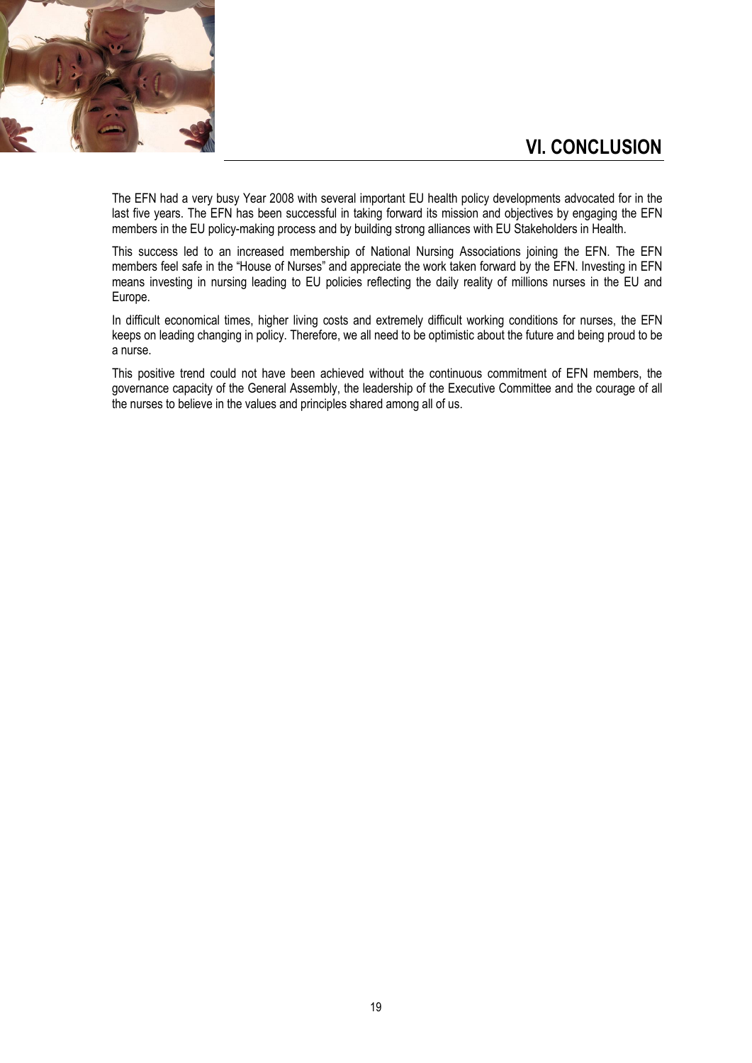## VI. CONCLUSION

The EFN had a very busy Year 2008 with several important EU health policy developments advocated for in the last five years. The EFN has been successful in taking forward its mission and objectives by engaging the EFN members in the EU policy-making process and by building strong alliances with EU Stakeholders in Health.

This success led to an increased membership of National Nursing Associations joining the EFN. The EFN members feel safe in the "House of Nurses" and appreciate the work taken forward by the EFN. Investing in EFN means investing in nursing leading to EU policies reflecting the daily reality of millions nurses in the EU and Europe.

In difficult economical times, higher living costs and extremely difficult working conditions for nurses, the EFN keeps on leading changing in policy. Therefore, we all need to be optimistic about the future and being proud to be a nurse.

This positive trend could not have been achieved without the continuous commitment of EFN members, the governance capacity of the General Assembly, the leadership of the Executive Committee and the courage of all the nurses to believe in the values and principles shared among all of us.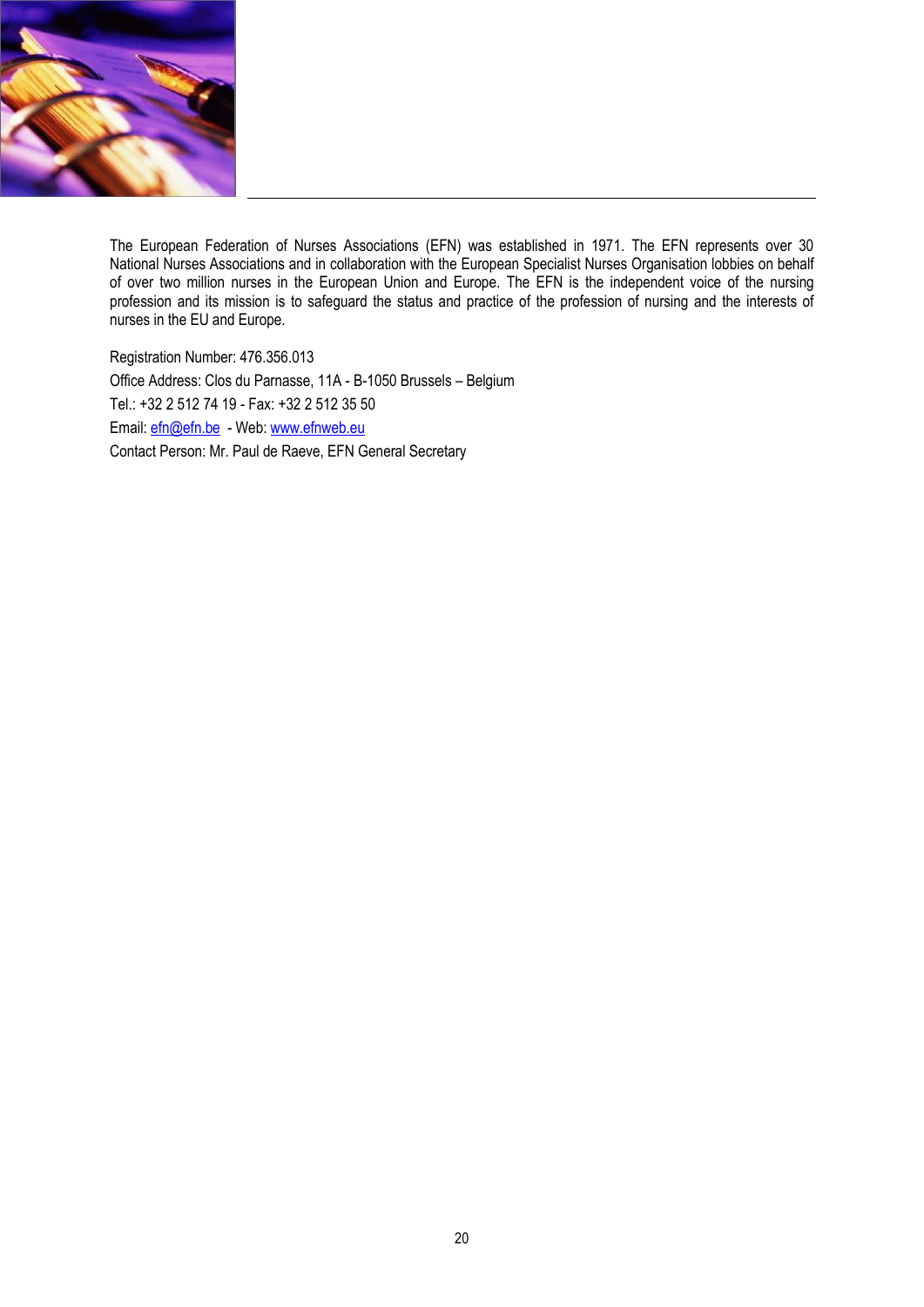The European Federation of Nurses Associations (EFN) was established in 1971. The EFN represents over 30 National Nurses Associations and in collaboration with the European Specialist Nurses Organisation lobbies on behalf of over two million nurses in the European Union and Europe. The EFN is the independent voice of the nursing profession and its mission is to safeguard the status and practice of the profession of nursing and the interests of nurses in the EU and Europe.

Registration Number: 476.356.013

Office Address: Clos du Parnasse, 11A - B-1050 Brussels – Belgium

Tel.: +32 2 512 74 19 - Fax: +32 2 512 35 50

Email: efn@efn.be - Web: www.efnweb.eu

Contact Person: Mr. Paul de Raeve, EFN General Secretary